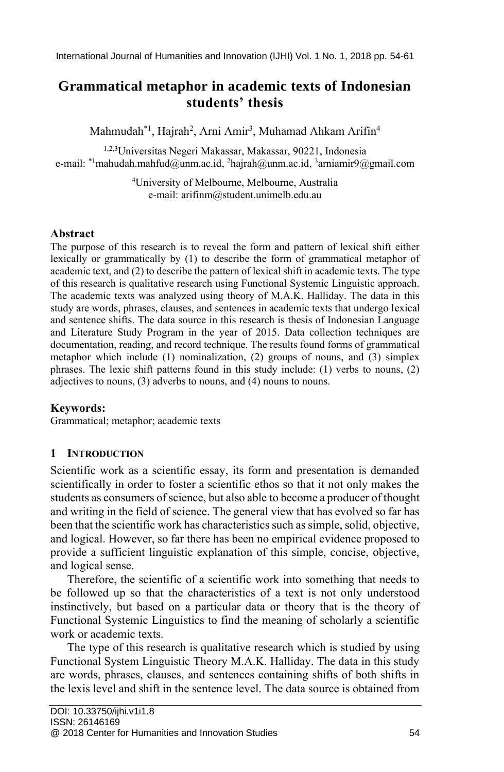# Grammatical metaphor in academic texts of Indonesian students' thesis

Mahmudah*[1], Hajrah[2], Arni Amir[3], Muhamad Ahkam Arifin[4]

[1,2,3]Universitas Negeri Makassar, Makassar, 90221, Indonesia
e-mail: *[1]mahudah.mahfud@unm.ac.id, [2]hajrah@unm.ac.id, [3]arniamir9@gmail.com

[4]University of Melbourne, Melbourne, Australia
e-mail: arifinm@student.unimelb.edu.au

## Abstract

The purpose of this research is to reveal the form and pattern of lexical shift either lexically or grammatically by (1) to describe the form of grammatical metaphor of academic text, and (2) to describe the pattern of lexical shift in academic texts. The type of this research is qualitative research using Functional Systemic Linguistic approach. The academic texts was analyzed using theory of M.A.K. Halliday. The data in this study are words, phrases, clauses, and sentences in academic texts that undergo lexical and sentence shifts. The data source in this research is thesis of Indonesian Language and Literature Study Program in the year of 2015. Data collection techniques are documentation, reading, and record technique. The results found forms of grammatical metaphor which include (1) nominalization, (2) groups of nouns, and (3) simplex phrases. The lexic shift patterns found in this study include: (1) verbs to nouns, (2) adjectives to nouns, (3) adverbs to nouns, and (4) nouns to nouns.

## Keywords:

Grammatical; metaphor; academic texts

## 1 Introduction

Scientific work as a scientific essay, its form and presentation is demanded scientifically in order to foster a scientific ethos so that it not only makes the students as consumers of science, but also able to become a producer of thought and writing in the field of science. The general view that has evolved so far has been that the scientific work has characteristics such as simple, solid, objective, and logical. However, so far there has been no empirical evidence proposed to provide a sufficient linguistic explanation of this simple, concise, objective, and logical sense.

Therefore, the scientific of a scientific work into something that needs to be followed up so that the characteristics of a text is not only understood instinctively, but based on a particular data or theory that is the theory of Functional Systemic Linguistics to find the meaning of scholarly a scientific work or academic texts.

The type of this research is qualitative research which is studied by using Functional System Linguistic Theory M.A.K. Halliday. The data in this study are words, phrases, clauses, and sentences containing shifts of both shifts in the lexis level and shift in the sentence level. The data source is obtained from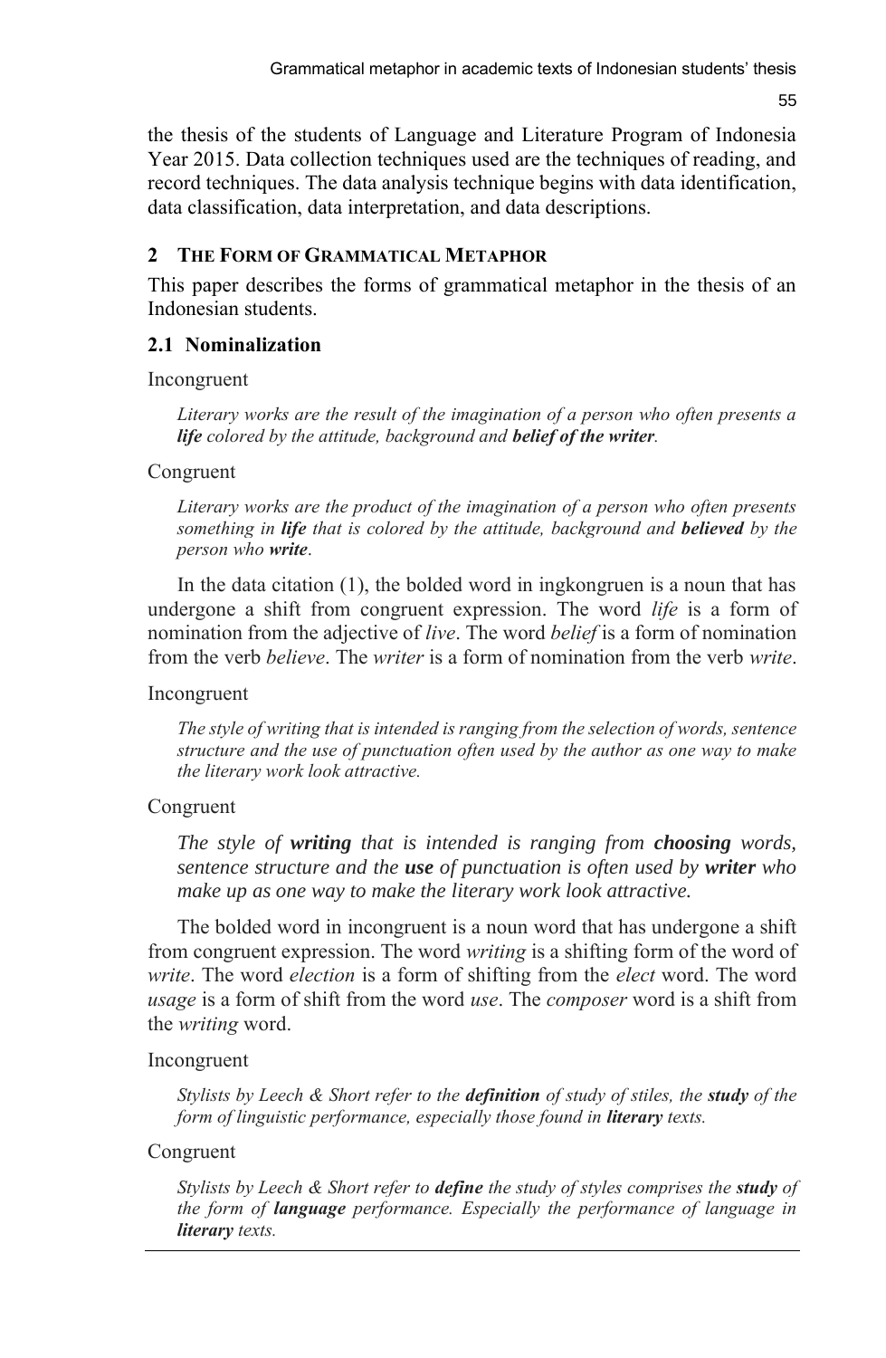the thesis of the students of Language and Literature Program of Indonesia Year 2015. Data collection techniques used are the techniques of reading, and record techniques. The data analysis technique begins with data identification, data classification, data interpretation, and data descriptions.

## 2 THE FORM OF GRAMMATICAL METAPHOR

This paper describes the forms of grammatical metaphor in the thesis of an Indonesian students.

### 2.1 Nominalization

Incongruent

> *Literary works are the result of the imagination of a person who often presents a* ***life*** *colored by the attitude, background and* ***belief of the writer****.*

Congruent

> *Literary works are the product of the imagination of a person who often presents something in* ***life*** *that is colored by the attitude, background and* ***believed*** *by the person who* ***write****.*

In the data citation (1), the bolded word in ingkongruen is a noun that has undergone a shift from congruent expression. The word *life* is a form of nomination from the adjective of *live*. The word *belief* is a form of nomination from the verb *believe*. The *writer* is a form of nomination from the verb *write*.

Incongruent

> *The style of writing that is intended is ranging from the selection of words, sentence structure and the use of punctuation often used by the author as one way to make the literary work look attractive.*

Congruent

> *The style of* ***writing*** *that is intended is ranging from* ***choosing*** *words, sentence structure and the* ***use*** *of punctuation is often used by* ***writer*** *who make up as one way to make the literary work look attractive.*

The bolded word in incongruent is a noun word that has undergone a shift from congruent expression. The word *writing* is a shifting form of the word of *write*. The word *election* is a form of shifting from the *elect* word. The word *usage* is a form of shift from the word *use*. The *composer* word is a shift from the *writing* word.

Incongruent

> *Stylists by Leech & Short refer to the* ***definition*** *of study of stiles, the* ***study*** *of the form of linguistic performance, especially those found in* ***literary*** *texts.*

Congruent

> *Stylists by Leech & Short refer to* ***define*** *the study of styles comprises the* ***study*** *of the form of* ***language*** *performance. Especially the performance of language in* ***literary*** *texts.*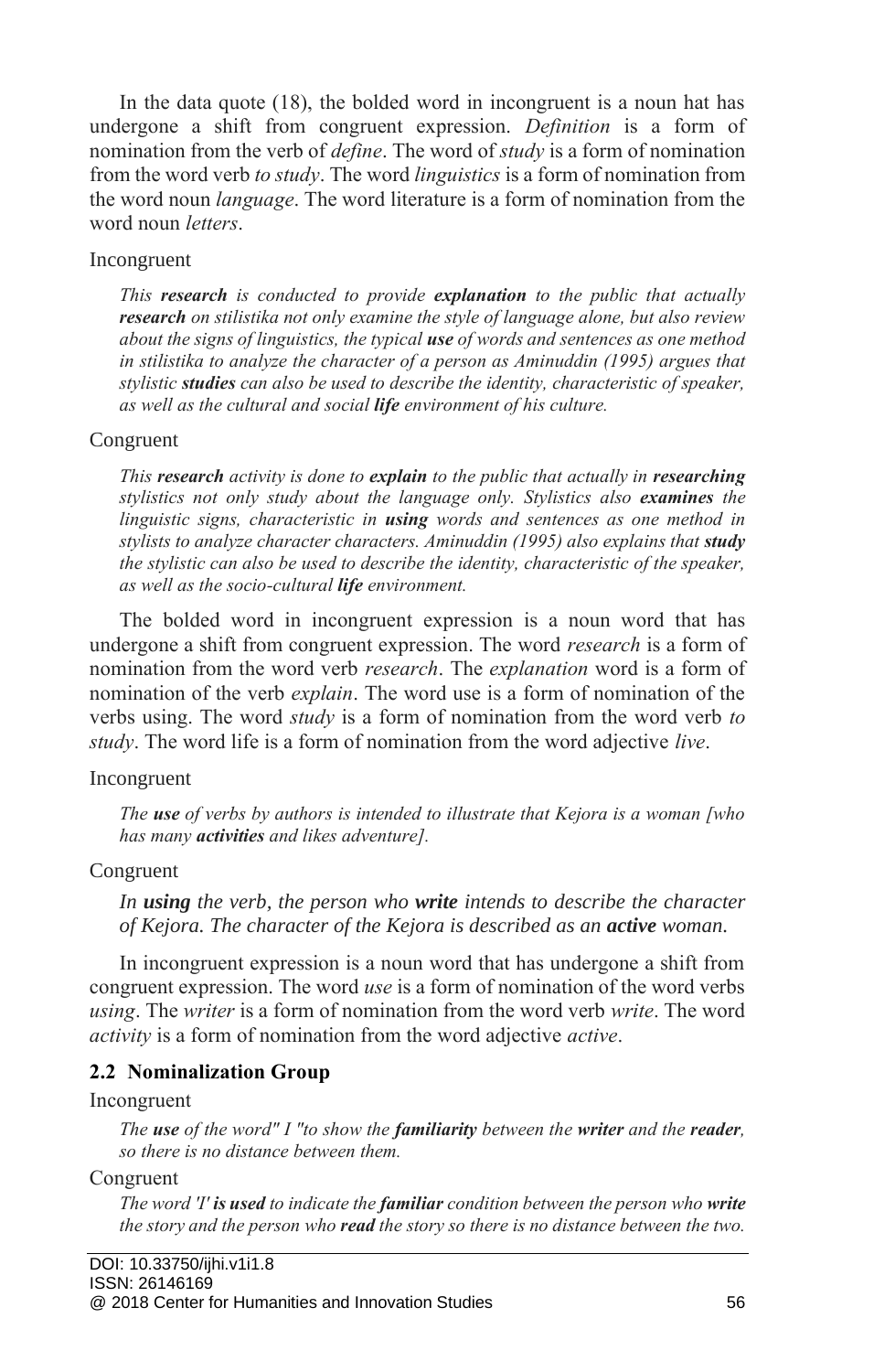In the data quote (18), the bolded word in incongruent is a noun hat has undergone a shift from congruent expression. *Definition* is a form of nomination from the verb of *define*. The word of *study* is a form of nomination from the word verb *to study*. The word *linguistics* is a form of nomination from the word noun *language*. The word literature is a form of nomination from the word noun *letters*.

Incongruent

> *This **research** is conducted to provide **explanation** to the public that actually **research** on stilistika not only examine the style of language alone, but also review about the signs of linguistics, the typical **use** of words and sentences as one method in stilistika to analyze the character of a person as Aminuddin (1995) argues that stylistic **studies** can also be used to describe the identity, characteristic of speaker, as well as the cultural and social **life** environment of his culture.*

Congruent

> *This **research** activity is done to **explain** to the public that actually in **researching** stylistics not only study about the language only. Stylistics also **examines** the linguistic signs, characteristic in **using** words and sentences as one method in stylists to analyze character characters. Aminuddin (1995) also explains that **study** the stylistic can also be used to describe the identity, characteristic of the speaker, as well as the socio-cultural **life** environment.*

The bolded word in incongruent expression is a noun word that has undergone a shift from congruent expression. The word *research* is a form of nomination from the word verb *research*. The *explanation* word is a form of nomination of the verb *explain*. The word use is a form of nomination of the verbs using. The word *study* is a form of nomination from the word verb *to study*. The word life is a form of nomination from the word adjective *live*.

Incongruent

> *The **use** of verbs by authors is intended to illustrate that Kejora is a woman [who has many **activities** and likes adventure].*

Congruent

> *In **using** the verb, the person who **write** intends to describe the character of Kejora. The character of the Kejora is described as an **active** woman.*

In incongruent expression is a noun word that has undergone a shift from congruent expression. The word *use* is a form of nomination of the word verbs *using*. The *writer* is a form of nomination from the word verb *write*. The word *activity* is a form of nomination from the word adjective *active*.

### 2.2 Nominalization Group

Incongruent

> *The **use** of the word" I "to show the **familiarity** between the **writer** and the **reader**, so there is no distance between them.*

Congruent

> *The word 'I' **is used** to indicate the **familiar** condition between the person who **write** the story and the person who **read** the story so there is no distance between the two.*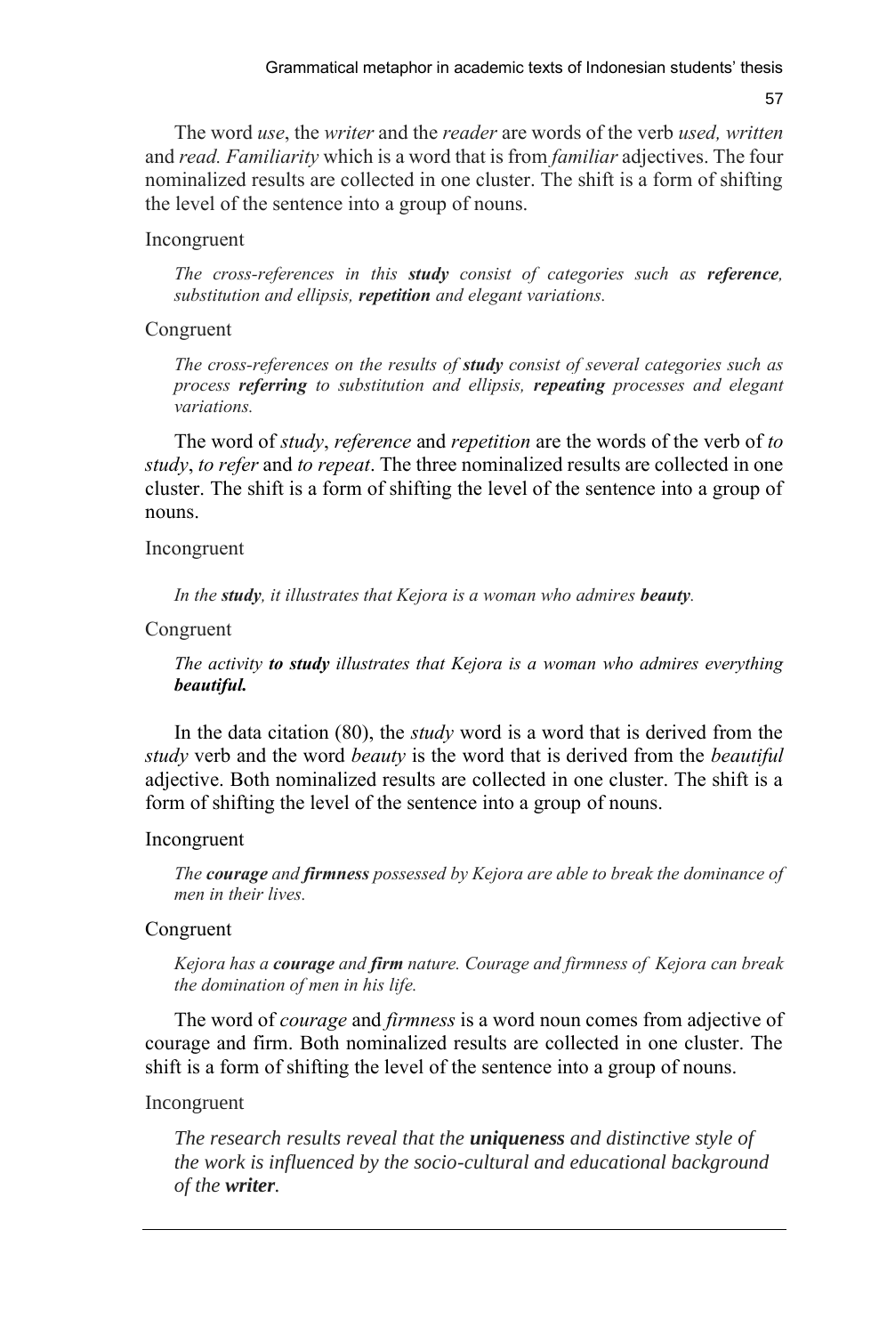The word *use*, the *writer* and the *reader* are words of the verb *used, written* and *read. Familiarity* which is a word that is from *familiar* adjectives. The four nominalized results are collected in one cluster. The shift is a form of shifting the level of the sentence into a group of nouns.

Incongruent

> *The cross-references in this **study** consist of categories such as **reference**, substitution and ellipsis, **repetition** and elegant variations.*

Congruent

> *The cross-references on the results of **study** consist of several categories such as process **referring** to substitution and ellipsis, **repeating** processes and elegant variations.*

The word of *study*, *reference* and *repetition* are the words of the verb of *to study*, *to refer* and *to repeat*. The three nominalized results are collected in one cluster. The shift is a form of shifting the level of the sentence into a group of nouns.

Incongruent

> *In the **study**, it illustrates that Kejora is a woman who admires **beauty**.*

Congruent

> *The activity **to study** illustrates that Kejora is a woman who admires everything **beautiful.***

In the data citation (80), the *study* word is a word that is derived from the *study* verb and the word *beauty* is the word that is derived from the *beautiful* adjective. Both nominalized results are collected in one cluster. The shift is a form of shifting the level of the sentence into a group of nouns.

Incongruent

> *The **courage** and **firmness** possessed by Kejora are able to break the dominance of men in their lives.*

Congruent

> *Kejora has a **courage** and **firm** nature. Courage and firmness of Kejora can break the domination of men in his life.*

The word of *courage* and *firmness* is a word noun comes from adjective of courage and firm. Both nominalized results are collected in one cluster. The shift is a form of shifting the level of the sentence into a group of nouns.

Incongruent

> *The research results reveal that the **uniqueness** and distinctive style of the work is influenced by the socio-cultural and educational background of the **writer**.*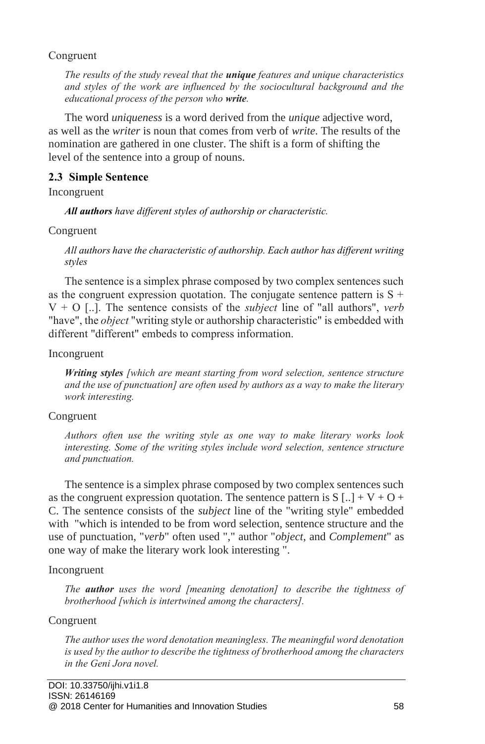Congruent

*The results of the study reveal that the **unique** features and unique characteristics and styles of the work are influenced by the sociocultural background and the educational process of the person who **write**.*

The word *uniqueness* is a word derived from the *unique* adjective word, as well as the *writer* is noun that comes from verb of *write*. The results of the nomination are gathered in one cluster. The shift is a form of shifting the level of the sentence into a group of nouns.

### 2.3 Simple Sentence

Incongruent

***All authors** have different styles of authorship or characteristic.*

Congruent

*All authors have the characteristic of authorship. Each author has different writing styles*

The sentence is a simplex phrase composed by two complex sentences such as the congruent expression quotation. The conjugate sentence pattern is S + V + O [..]. The sentence consists of the *subject* line of "all authors", *verb* "have", the *object* "writing style or authorship characteristic" is embedded with different "different" embeds to compress information.

Incongruent

***Writing styles** [which are meant starting from word selection, sentence structure and the use of punctuation] are often used by authors as a way to make the literary work interesting.*

Congruent

*Authors often use the writing style as one way to make literary works look interesting. Some of the writing styles include word selection, sentence structure and punctuation.*

The sentence is a simplex phrase composed by two complex sentences such as the congruent expression quotation. The sentence pattern is S [..] + V + O + C. The sentence consists of the *subject* line of the "writing style" embedded with "which is intended to be from word selection, sentence structure and the use of punctuation, "*verb*" often used "," author "*object*, and *Complement*" as one way of make the literary work look interesting ".

Incongruent

*The **author** uses the word [meaning denotation] to describe the tightness of brotherhood [which is intertwined among the characters].*

Congruent

*The author uses the word denotation meaningless. The meaningful word denotation is used by the author to describe the tightness of brotherhood among the characters in the Geni Jora novel.*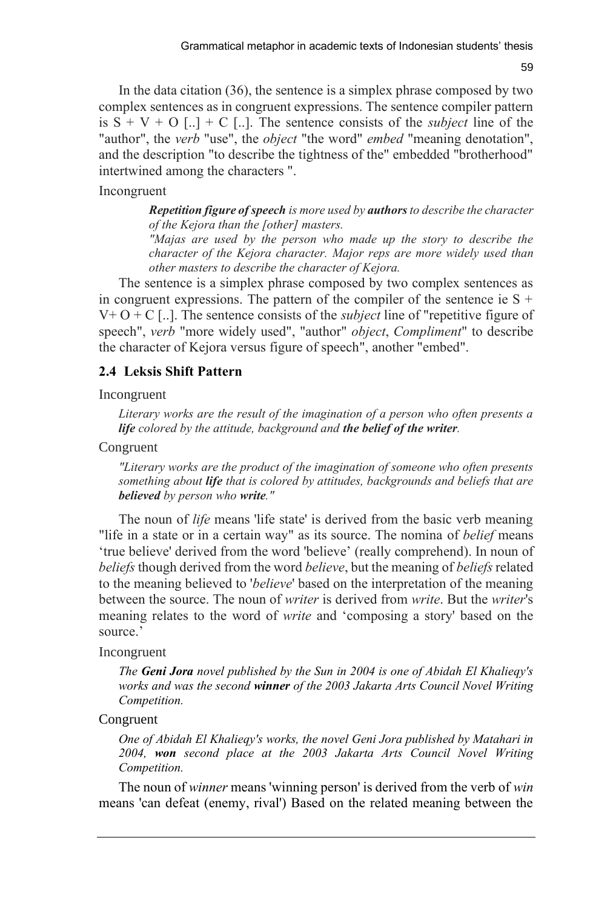In the data citation (36), the sentence is a simplex phrase composed by two complex sentences as in congruent expressions. The sentence compiler pattern is S + V + O [..] + C [..]. The sentence consists of the *subject* line of the "author", the *verb* "use", the *object* "the word" *embed* "meaning denotation", and the description "to describe the tightness of the" embedded "brotherhood" intertwined among the characters ".

Incongruent

> ***Repetition figure of speech*** *is more used by* ***authors*** *to describe the character of the Kejora than the [other] masters.*
>
> *"Majas are used by the person who made up the story to describe the character of the Kejora character. Major reps are more widely used than other masters to describe the character of Kejora.*

The sentence is a simplex phrase composed by two complex sentences as in congruent expressions. The pattern of the compiler of the sentence ie S + V+ O + C [..]. The sentence consists of the *subject* line of "repetitive figure of speech", *verb* "more widely used", "author" *object*, *Compliment*" to describe the character of Kejora versus figure of speech", another "embed".

## 2.4 Leksis Shift Pattern

Incongruent

> *Literary works are the result of the imagination of a person who often presents a* ***life*** *colored by the attitude, background and* ***the belief of the writer****.*

Congruent

> *"Literary works are the product of the imagination of someone who often presents something about* ***life*** *that is colored by attitudes, backgrounds and beliefs that are* ***believed*** *by person who* ***write****."*

The noun of *life* means 'life state' is derived from the basic verb meaning "life in a state or in a certain way" as its source. The nomina of *belief* means 'true believe' derived from the word 'believe' (really comprehend). In noun of *beliefs* though derived from the word *believe*, but the meaning of *beliefs* related to the meaning believed to '*believe*' based on the interpretation of the meaning between the source. The noun of *writer* is derived from *write*. But the *writer*'s meaning relates to the word of *write* and 'composing a story' based on the source.'

Incongruent

> *The* ***Geni Jora*** *novel published by the Sun in 2004 is one of Abidah El Khalieqy's works and was the second* ***winner*** *of the 2003 Jakarta Arts Council Novel Writing Competition.*

Congruent

> *One of Abidah El Khalieqy's works, the novel Geni Jora published by Matahari in 2004,* ***won*** *second place at the 2003 Jakarta Arts Council Novel Writing Competition.*

The noun of *winner* means 'winning person' is derived from the verb of *win* means 'can defeat (enemy, rival') Based on the related meaning between the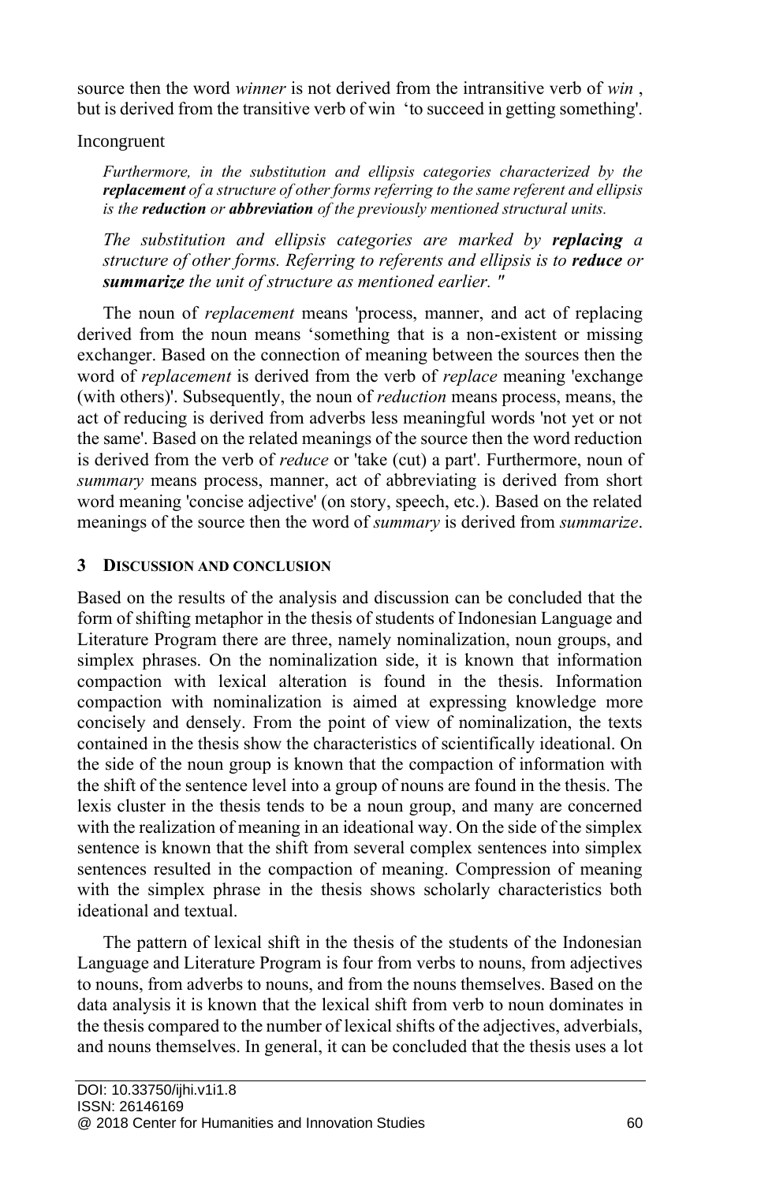source then the word *winner* is not derived from the intransitive verb of *win* , but is derived from the transitive verb of win 'to succeed in getting something'.

Incongruent

> *Furthermore, in the substitution and ellipsis categories characterized by the **replacement** of a structure of other forms referring to the same referent and ellipsis is the **reduction** or **abbreviation** of the previously mentioned structural units.*
>
> *The substitution and ellipsis categories are marked by **replacing** a structure of other forms. Referring to referents and ellipsis is to **reduce** or **summarize** the unit of structure as mentioned earlier. "*

The noun of *replacement* means 'process, manner, and act of replacing derived from the noun means 'something that is a non-existent or missing exchanger. Based on the connection of meaning between the sources then the word of *replacement* is derived from the verb of *replace* meaning 'exchange (with others)'. Subsequently, the noun of *reduction* means process, means, the act of reducing is derived from adverbs less meaningful words 'not yet or not the same'. Based on the related meanings of the source then the word reduction is derived from the verb of *reduce* or 'take (cut) a part'. Furthermore, noun of *summary* means process, manner, act of abbreviating is derived from short word meaning 'concise adjective' (on story, speech, etc.). Based on the related meanings of the source then the word of *summary* is derived from *summarize*.

## 3 DISCUSSION AND CONCLUSION

Based on the results of the analysis and discussion can be concluded that the form of shifting metaphor in the thesis of students of Indonesian Language and Literature Program there are three, namely nominalization, noun groups, and simplex phrases. On the nominalization side, it is known that information compaction with lexical alteration is found in the thesis. Information compaction with nominalization is aimed at expressing knowledge more concisely and densely. From the point of view of nominalization, the texts contained in the thesis show the characteristics of scientifically ideational. On the side of the noun group is known that the compaction of information with the shift of the sentence level into a group of nouns are found in the thesis. The lexis cluster in the thesis tends to be a noun group, and many are concerned with the realization of meaning in an ideational way. On the side of the simplex sentence is known that the shift from several complex sentences into simplex sentences resulted in the compaction of meaning. Compression of meaning with the simplex phrase in the thesis shows scholarly characteristics both ideational and textual.

The pattern of lexical shift in the thesis of the students of the Indonesian Language and Literature Program is four from verbs to nouns, from adjectives to nouns, from adverbs to nouns, and from the nouns themselves. Based on the data analysis it is known that the lexical shift from verb to noun dominates in the thesis compared to the number of lexical shifts of the adjectives, adverbials, and nouns themselves. In general, it can be concluded that the thesis uses a lot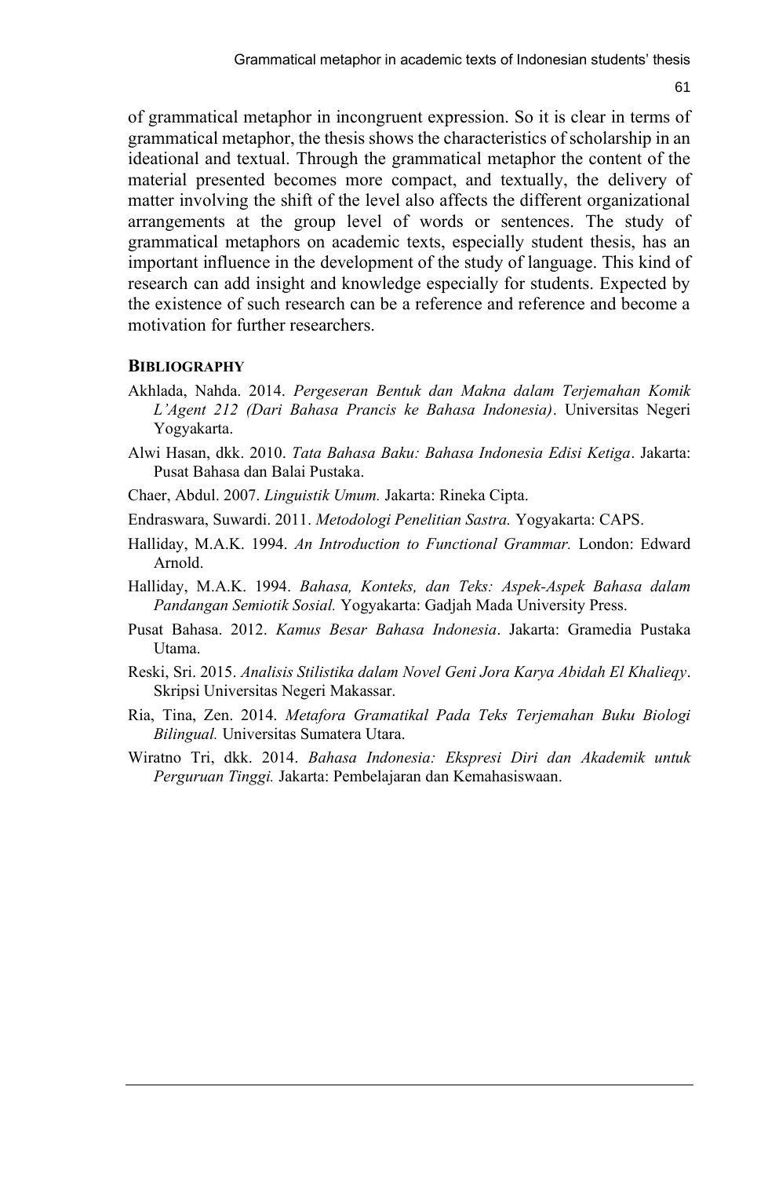of grammatical metaphor in incongruent expression. So it is clear in terms of grammatical metaphor, the thesis shows the characteristics of scholarship in an ideational and textual. Through the grammatical metaphor the content of the material presented becomes more compact, and textually, the delivery of matter involving the shift of the level also affects the different organizational arrangements at the group level of words or sentences. The study of grammatical metaphors on academic texts, especially student thesis, has an important influence in the development of the study of language. This kind of research can add insight and knowledge especially for students. Expected by the existence of such research can be a reference and reference and become a motivation for further researchers.

## BIBLIOGRAPHY

Akhlada, Nahda. 2014. *Pergeseran Bentuk dan Makna dalam Terjemahan Komik L'Agent 212 (Dari Bahasa Prancis ke Bahasa Indonesia)*. Universitas Negeri Yogyakarta.

Alwi Hasan, dkk. 2010. *Tata Bahasa Baku: Bahasa Indonesia Edisi Ketiga*. Jakarta: Pusat Bahasa dan Balai Pustaka.

Chaer, Abdul. 2007. *Linguistik Umum.* Jakarta: Rineka Cipta.

Endraswara, Suwardi. 2011. *Metodologi Penelitian Sastra.* Yogyakarta: CAPS.

Halliday, M.A.K. 1994. *An Introduction to Functional Grammar.* London: Edward Arnold.

Halliday, M.A.K. 1994. *Bahasa, Konteks, dan Teks: Aspek-Aspek Bahasa dalam Pandangan Semiotik Sosial.* Yogyakarta: Gadjah Mada University Press.

Pusat Bahasa. 2012. *Kamus Besar Bahasa Indonesia*. Jakarta: Gramedia Pustaka Utama.

Reski, Sri. 2015. *Analisis Stilistika dalam Novel Geni Jora Karya Abidah El Khalieqy*. Skripsi Universitas Negeri Makassar.

Ria, Tina, Zen. 2014. *Metafora Gramatikal Pada Teks Terjemahan Buku Biologi Bilingual.* Universitas Sumatera Utara.

Wiratno Tri, dkk. 2014. *Bahasa Indonesia: Ekspresi Diri dan Akademik untuk Perguruan Tinggi.* Jakarta: Pembelajaran dan Kemahasiswaan.